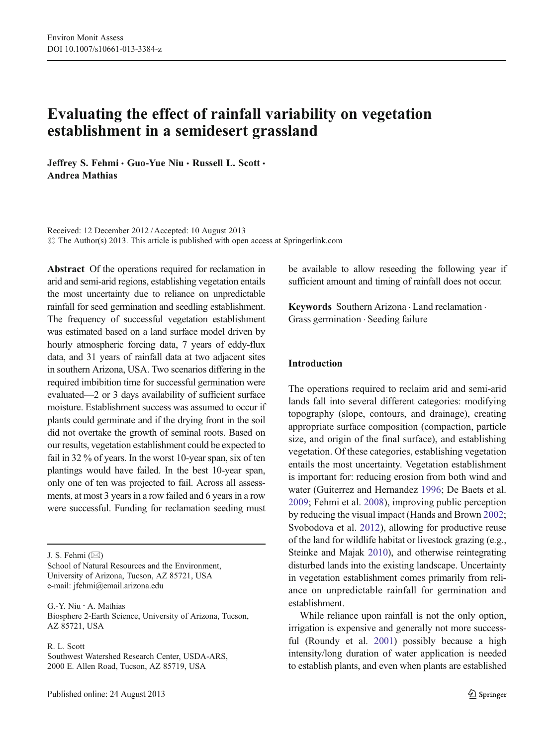# Evaluating the effect of rainfall variability on vegetation establishment in a semidesert grassland

**Jeffrey S. Fehmi · Guo-Yue Niu · Russell L. Scott · Andrea Mathias**

Received: 12 December 2012 / Accepted: 10 August 2013
© The Author(s) 2013. This article is published with open access at Springerlink.com

**Abstract** Of the operations required for reclamation in arid and semi-arid regions, establishing vegetation entails the most uncertainty due to reliance on unpredictable rainfall for seed germination and seedling establishment. The frequency of successful vegetation establishment was estimated based on a land surface model driven by hourly atmospheric forcing data, 7 years of eddy-flux data, and 31 years of rainfall data at two adjacent sites in southern Arizona, USA. Two scenarios differing in the required imbibition time for successful germination were evaluated—2 or 3 days availability of sufficient surface moisture. Establishment success was assumed to occur if plants could germinate and if the drying front in the soil did not overtake the growth of seminal roots. Based on our results, vegetation establishment could be expected to fail in 32 % of years. In the worst 10-year span, six of ten plantings would have failed. In the best 10-year span, only one of ten was projected to fail. Across all assessments, at most 3 years in a row failed and 6 years in a row were successful. Funding for reclamation seeding must be available to allow reseeding the following year if sufficient amount and timing of rainfall does not occur.

**Keywords** Southern Arizona · Land reclamation · Grass germination · Seeding failure

J. S. Fehmi (✉)
School of Natural Resources and the Environment, University of Arizona, Tucson, AZ 85721, USA
e-mail: jfehmi@email.arizona.edu

G.-Y. Niu · A. Mathias
Biosphere 2-Earth Science, University of Arizona, Tucson, AZ 85721, USA

R. L. Scott
Southwest Watershed Research Center, USDA-ARS, 2000 E. Allen Road, Tucson, AZ 85719, USA

## Introduction

The operations required to reclaim arid and semi-arid lands fall into several different categories: modifying topography (slope, contours, and drainage), creating appropriate surface composition (compaction, particle size, and origin of the final surface), and establishing vegetation. Of these categories, establishing vegetation entails the most uncertainty. Vegetation establishment is important for: reducing erosion from both wind and water (Guiterrez and Hernandez 1996; De Baets et al. 2009; Fehmi et al. 2008), improving public perception by reducing the visual impact (Hands and Brown 2002; Svobodova et al. 2012), allowing for productive reuse of the land for wildlife habitat or livestock grazing (e.g., Steinke and Majak 2010), and otherwise reintegrating disturbed lands into the existing landscape. Uncertainty in vegetation establishment comes primarily from reliance on unpredictable rainfall for germination and establishment.

While reliance upon rainfall is not the only option, irrigation is expensive and generally not more successful (Roundy et al. 2001) possibly because a high intensity/long duration of water application is needed to establish plants, and even when plants are established

Published online: 24 August 2013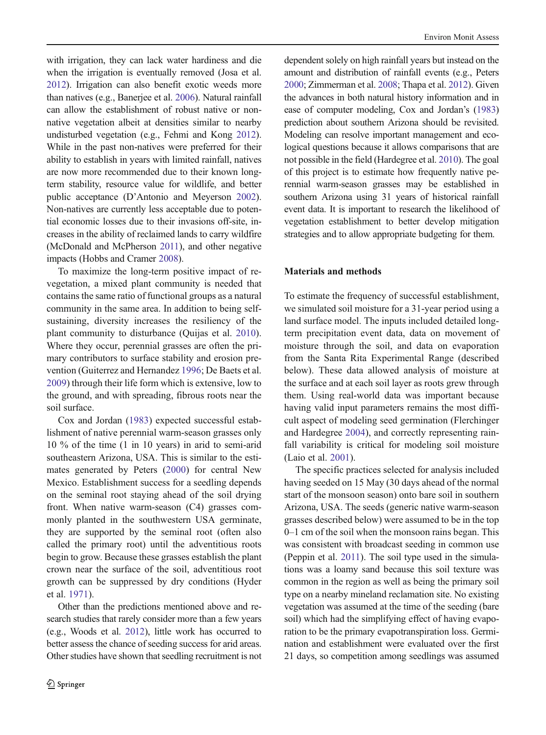with irrigation, they can lack water hardiness and die when the irrigation is eventually removed (Josa et al. 2012). Irrigation can also benefit exotic weeds more than natives (e.g., Banerjee et al. 2006). Natural rainfall can allow the establishment of robust native or non-native vegetation albeit at densities similar to nearby undisturbed vegetation (e.g., Fehmi and Kong 2012). While in the past non-natives were preferred for their ability to establish in years with limited rainfall, natives are now more recommended due to their known long-term stability, resource value for wildlife, and better public acceptance (D'Antonio and Meyerson 2002). Non-natives are currently less acceptable due to potential economic losses due to their invasions off-site, increases in the ability of reclaimed lands to carry wildfire (McDonald and McPherson 2011), and other negative impacts (Hobbs and Cramer 2008).

To maximize the long-term positive impact of revegetation, a mixed plant community is needed that contains the same ratio of functional groups as a natural community in the same area. In addition to being self-sustaining, diversity increases the resiliency of the plant community to disturbance (Quijas et al. 2010). Where they occur, perennial grasses are often the primary contributors to surface stability and erosion prevention (Guiterrez and Hernandez 1996; De Baets et al. 2009) through their life form which is extensive, low to the ground, and with spreading, fibrous roots near the soil surface.

Cox and Jordan (1983) expected successful establishment of native perennial warm-season grasses only 10 % of the time (1 in 10 years) in arid to semi-arid southeastern Arizona, USA. This is similar to the estimates generated by Peters (2000) for central New Mexico. Establishment success for a seedling depends on the seminal root staying ahead of the soil drying front. When native warm-season (C4) grasses commonly planted in the southwestern USA germinate, they are supported by the seminal root (often also called the primary root) until the adventitious roots begin to grow. Because these grasses establish the plant crown near the surface of the soil, adventitious root growth can be suppressed by dry conditions (Hyder et al. 1971).

Other than the predictions mentioned above and research studies that rarely consider more than a few years (e.g., Woods et al. 2012), little work has occurred to better assess the chance of seeding success for arid areas. Other studies have shown that seedling recruitment is not dependent solely on high rainfall years but instead on the amount and distribution of rainfall events (e.g., Peters 2000; Zimmerman et al. 2008; Thapa et al. 2012). Given the advances in both natural history information and in ease of computer modeling, Cox and Jordan's (1983) prediction about southern Arizona should be revisited. Modeling can resolve important management and ecological questions because it allows comparisons that are not possible in the field (Hardegree et al. 2010). The goal of this project is to estimate how frequently native perennial warm-season grasses may be established in southern Arizona using 31 years of historical rainfall event data. It is important to research the likelihood of vegetation establishment to better develop mitigation strategies and to allow appropriate budgeting for them.

## Materials and methods

To estimate the frequency of successful establishment, we simulated soil moisture for a 31-year period using a land surface model. The inputs included detailed long-term precipitation event data, data on movement of moisture through the soil, and data on evaporation from the Santa Rita Experimental Range (described below). These data allowed analysis of moisture at the surface and at each soil layer as roots grew through them. Using real-world data was important because having valid input parameters remains the most difficult aspect of modeling seed germination (Flerchinger and Hardegree 2004), and correctly representing rainfall variability is critical for modeling soil moisture (Laio et al. 2001).

The specific practices selected for analysis included having seeded on 15 May (30 days ahead of the normal start of the monsoon season) onto bare soil in southern Arizona, USA. The seeds (generic native warm-season grasses described below) were assumed to be in the top 0–1 cm of the soil when the monsoon rains began. This was consistent with broadcast seeding in common use (Peppin et al. 2011). The soil type used in the simulations was a loamy sand because this soil texture was common in the region as well as being the primary soil type on a nearby mineland reclamation site. No existing vegetation was assumed at the time of the seeding (bare soil) which had the simplifying effect of having evaporation to be the primary evapotranspiration loss. Germination and establishment were evaluated over the first 21 days, so competition among seedlings was assumed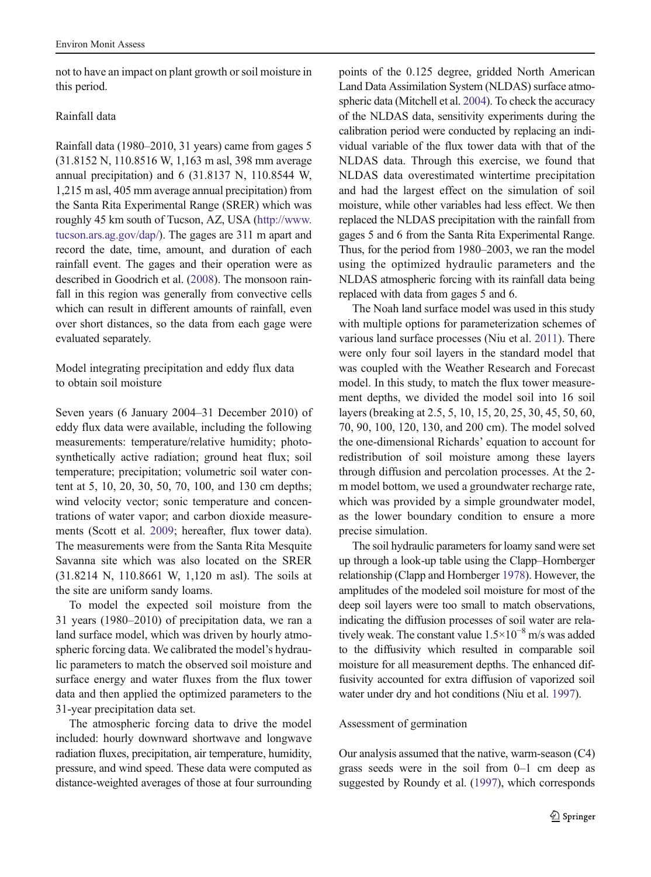not to have an impact on plant growth or soil moisture in this period.

### Rainfall data

Rainfall data (1980–2010, 31 years) came from gages 5 (31.8152 N, 110.8516 W, 1,163 m asl, 398 mm average annual precipitation) and 6 (31.8137 N, 110.8544 W, 1,215 m asl, 405 mm average annual precipitation) from the Santa Rita Experimental Range (SRER) which was roughly 45 km south of Tucson, AZ, USA (http://www.tucson.ars.ag.gov/dap/). The gages are 311 m apart and record the date, time, amount, and duration of each rainfall event. The gages and their operation were as described in Goodrich et al. (2008). The monsoon rainfall in this region was generally from convective cells which can result in different amounts of rainfall, even over short distances, so the data from each gage were evaluated separately.

### Model integrating precipitation and eddy flux data to obtain soil moisture

Seven years (6 January 2004–31 December 2010) of eddy flux data were available, including the following measurements: temperature/relative humidity; photosynthetically active radiation; ground heat flux; soil temperature; precipitation; volumetric soil water content at 5, 10, 20, 30, 50, 70, 100, and 130 cm depths; wind velocity vector; sonic temperature and concentrations of water vapor; and carbon dioxide measurements (Scott et al. 2009; hereafter, flux tower data). The measurements were from the Santa Rita Mesquite Savanna site which was also located on the SRER (31.8214 N, 110.8661 W, 1,120 m asl). The soils at the site are uniform sandy loams.

To model the expected soil moisture from the 31 years (1980–2010) of precipitation data, we ran a land surface model, which was driven by hourly atmospheric forcing data. We calibrated the model's hydraulic parameters to match the observed soil moisture and surface energy and water fluxes from the flux tower data and then applied the optimized parameters to the 31-year precipitation data set.

The atmospheric forcing data to drive the model included: hourly downward shortwave and longwave radiation fluxes, precipitation, air temperature, humidity, pressure, and wind speed. These data were computed as distance-weighted averages of those at four surrounding points of the 0.125 degree, gridded North American Land Data Assimilation System (NLDAS) surface atmospheric data (Mitchell et al. 2004). To check the accuracy of the NLDAS data, sensitivity experiments during the calibration period were conducted by replacing an individual variable of the flux tower data with that of the NLDAS data. Through this exercise, we found that NLDAS data overestimated wintertime precipitation and had the largest effect on the simulation of soil moisture, while other variables had less effect. We then replaced the NLDAS precipitation with the rainfall from gages 5 and 6 from the Santa Rita Experimental Range. Thus, for the period from 1980–2003, we ran the model using the optimized hydraulic parameters and the NLDAS atmospheric forcing with its rainfall data being replaced with data from gages 5 and 6.

The Noah land surface model was used in this study with multiple options for parameterization schemes of various land surface processes (Niu et al. 2011). There were only four soil layers in the standard model that was coupled with the Weather Research and Forecast model. In this study, to match the flux tower measurement depths, we divided the model soil into 16 soil layers (breaking at 2.5, 5, 10, 15, 20, 25, 30, 45, 50, 60, 70, 90, 100, 120, 130, and 200 cm). The model solved the one-dimensional Richards' equation to account for redistribution of soil moisture among these layers through diffusion and percolation processes. At the 2-m model bottom, we used a groundwater recharge rate, which was provided by a simple groundwater model, as the lower boundary condition to ensure a more precise simulation.

The soil hydraulic parameters for loamy sand were set up through a look-up table using the Clapp–Hornberger relationship (Clapp and Hornberger 1978). However, the amplitudes of the modeled soil moisture for most of the deep soil layers were too small to match observations, indicating the diffusion processes of soil water are relatively weak. The constant value $1.5\times10^{-8}$ m/s was added to the diffusivity which resulted in comparable soil moisture for all measurement depths. The enhanced diffusivity accounted for extra diffusion of vaporized soil water under dry and hot conditions (Niu et al. 1997).

### Assessment of germination

Our analysis assumed that the native, warm-season (C4) grass seeds were in the soil from 0–1 cm deep as suggested by Roundy et al. (1997), which corresponds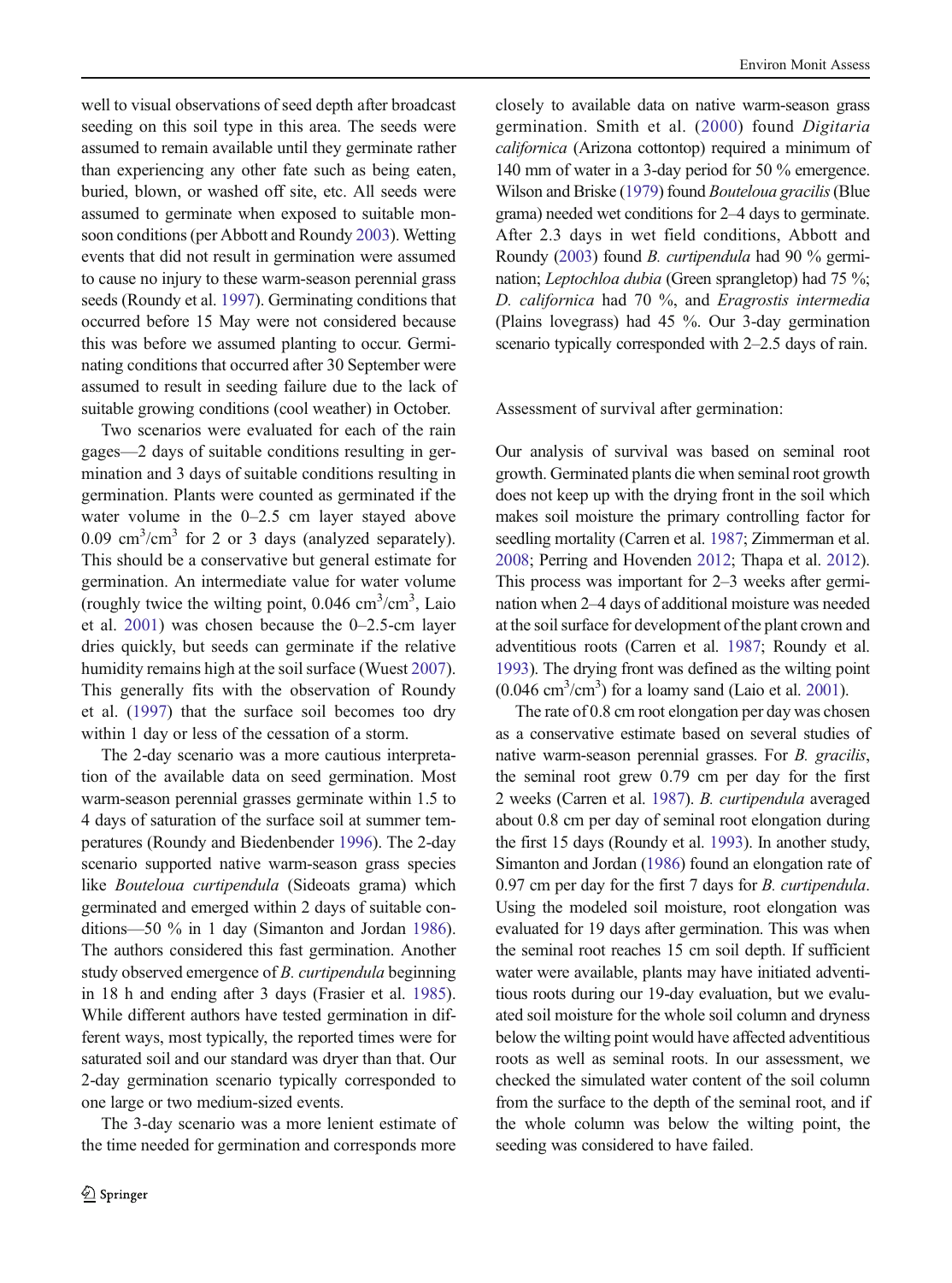well to visual observations of seed depth after broadcast seeding on this soil type in this area. The seeds were assumed to remain available until they germinate rather than experiencing any other fate such as being eaten, buried, blown, or washed off site, etc. All seeds were assumed to germinate when exposed to suitable monsoon conditions (per Abbott and Roundy 2003). Wetting events that did not result in germination were assumed to cause no injury to these warm-season perennial grass seeds (Roundy et al. 1997). Germinating conditions that occurred before 15 May were not considered because this was before we assumed planting to occur. Germinating conditions that occurred after 30 September were assumed to result in seeding failure due to the lack of suitable growing conditions (cool weather) in October.

Two scenarios were evaluated for each of the rain gages—2 days of suitable conditions resulting in germination and 3 days of suitable conditions resulting in germination. Plants were counted as germinated if the water volume in the 0–2.5 cm layer stayed above 0.09 $cm^3/cm^3$ for 2 or 3 days (analyzed separately). This should be a conservative but general estimate for germination. An intermediate value for water volume (roughly twice the wilting point, 0.046 $cm^3/cm^3$, Laio et al. 2001) was chosen because the 0–2.5-cm layer dries quickly, but seeds can germinate if the relative humidity remains high at the soil surface (Wuest 2007). This generally fits with the observation of Roundy et al. (1997) that the surface soil becomes too dry within 1 day or less of the cessation of a storm.

The 2-day scenario was a more cautious interpretation of the available data on seed germination. Most warm-season perennial grasses germinate within 1.5 to 4 days of saturation of the surface soil at summer temperatures (Roundy and Biedenbender 1996). The 2-day scenario supported native warm-season grass species like *Bouteloua curtipendula* (Sideoats grama) which germinated and emerged within 2 days of suitable conditions—50 % in 1 day (Simanton and Jordan 1986). The authors considered this fast germination. Another study observed emergence of *B. curtipendula* beginning in 18 h and ending after 3 days (Frasier et al. 1985). While different authors have tested germination in different ways, most typically, the reported times were for saturated soil and our standard was dryer than that. Our 2-day germination scenario typically corresponded to one large or two medium-sized events.

The 3-day scenario was a more lenient estimate of the time needed for germination and corresponds more closely to available data on native warm-season grass germination. Smith et al. (2000) found *Digitaria californica* (Arizona cottontop) required a minimum of 140 mm of water in a 3-day period for 50 % emergence. Wilson and Briske (1979) found *Bouteloua gracilis* (Blue grama) needed wet conditions for 2–4 days to germinate. After 2.3 days in wet field conditions, Abbott and Roundy (2003) found *B. curtipendula* had 90 % germination; *Leptochloa dubia* (Green sprangletop) had 75 %; *D. californica* had 70 %, and *Eragrostis intermedia* (Plains lovegrass) had 45 %. Our 3-day germination scenario typically corresponded with 2–2.5 days of rain.

Assessment of survival after germination:

Our analysis of survival was based on seminal root growth. Germinated plants die when seminal root growth does not keep up with the drying front in the soil which makes soil moisture the primary controlling factor for seedling mortality (Carren et al. 1987; Zimmerman et al. 2008; Perring and Hovenden 2012; Thapa et al. 2012). This process was important for 2–3 weeks after germination when 2–4 days of additional moisture was needed at the soil surface for development of the plant crown and adventitious roots (Carren et al. 1987; Roundy et al. 1993). The drying front was defined as the wilting point (0.046 $cm^3/cm^3$) for a loamy sand (Laio et al. 2001).

The rate of 0.8 cm root elongation per day was chosen as a conservative estimate based on several studies of native warm-season perennial grasses. For *B. gracilis*, the seminal root grew 0.79 cm per day for the first 2 weeks (Carren et al. 1987). *B. curtipendula* averaged about 0.8 cm per day of seminal root elongation during the first 15 days (Roundy et al. 1993). In another study, Simanton and Jordan (1986) found an elongation rate of 0.97 cm per day for the first 7 days for *B. curtipendula*. Using the modeled soil moisture, root elongation was evaluated for 19 days after germination. This was when the seminal root reaches 15 cm soil depth. If sufficient water were available, plants may have initiated adventitious roots during our 19-day evaluation, but we evaluated soil moisture for the whole soil column and dryness below the wilting point would have affected adventitious roots as well as seminal roots. In our assessment, we checked the simulated water content of the soil column from the surface to the depth of the seminal root, and if the whole column was below the wilting point, the seeding was considered to have failed.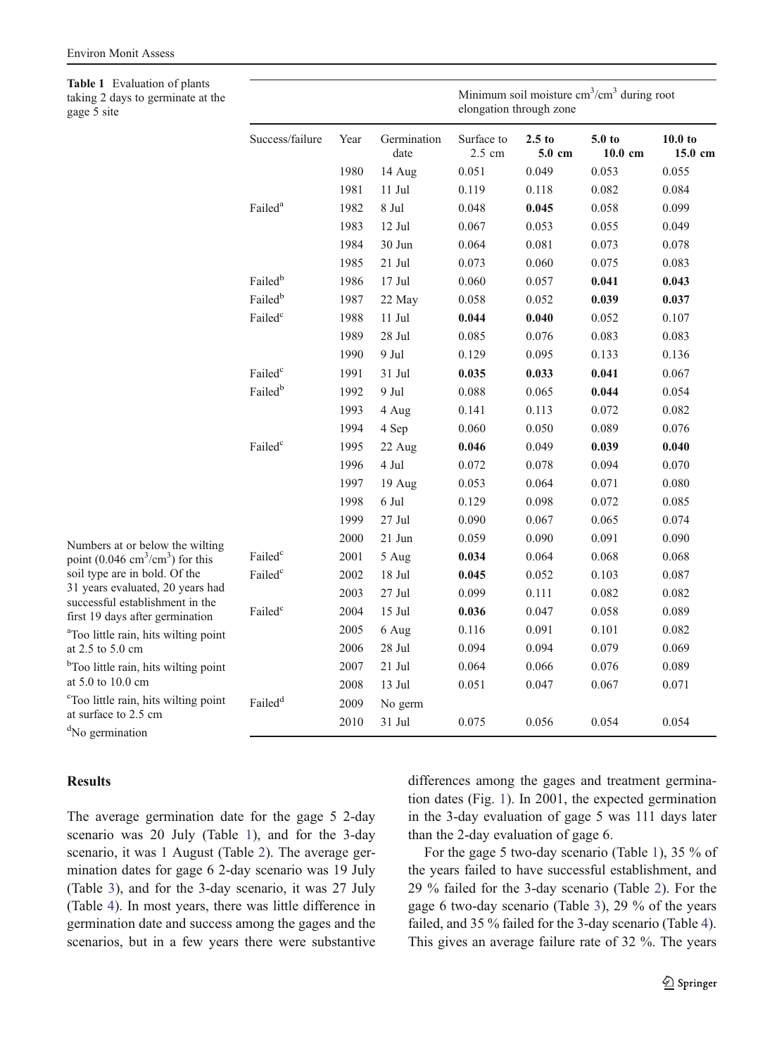**Table 1** Evaluation of plants taking 2 days to germinate at the gage 5 site

| Success/failure | Year | Germination date | Minimum soil moisture cm$^3$/cm$^3$ during root elongation through zone | | | |
|---|---|---|---|---|---|---|
| | | | Surface to 2.5 cm | **2.5 to 5.0 cm** | **5.0 to 10.0 cm** | **10.0 to 15.0 cm** |
| | 1980 | 14 Aug | 0.051 | 0.049 | 0.053 | 0.055 |
| | 1981 | 11 Jul | 0.119 | 0.118 | 0.082 | 0.084 |
| Failed[a] | 1982 | 8 Jul | 0.048 | **0.045** | 0.058 | 0.099 |
| | 1983 | 12 Jul | 0.067 | 0.053 | 0.055 | 0.049 |
| | 1984 | 30 Jun | 0.064 | 0.081 | 0.073 | 0.078 |
| | 1985 | 21 Jul | 0.073 | 0.060 | 0.075 | 0.083 |
| Failed[b] | 1986 | 17 Jul | 0.060 | 0.057 | **0.041** | **0.043** |
| Failed[b] | 1987 | 22 May | 0.058 | 0.052 | **0.039** | **0.037** |
| Failed[c] | 1988 | 11 Jul | **0.044** | **0.040** | 0.052 | 0.107 |
| | 1989 | 28 Jul | 0.085 | 0.076 | 0.083 | 0.083 |
| | 1990 | 9 Jul | 0.129 | 0.095 | 0.133 | 0.136 |
| Failed[c] | 1991 | 31 Jul | **0.035** | **0.033** | **0.041** | 0.067 |
| Failed[b] | 1992 | 9 Jul | 0.088 | 0.065 | **0.044** | 0.054 |
| | 1993 | 4 Aug | 0.141 | 0.113 | 0.072 | 0.082 |
| | 1994 | 4 Sep | 0.060 | 0.050 | 0.089 | 0.076 |
| Failed[c] | 1995 | 22 Aug | **0.046** | 0.049 | **0.039** | **0.040** |
| | 1996 | 4 Jul | 0.072 | 0.078 | 0.094 | 0.070 |
| | 1997 | 19 Aug | 0.053 | 0.064 | 0.071 | 0.080 |
| | 1998 | 6 Jul | 0.129 | 0.098 | 0.072 | 0.085 |
| | 1999 | 27 Jul | 0.090 | 0.067 | 0.065 | 0.074 |
| | 2000 | 21 Jun | 0.059 | 0.090 | 0.091 | 0.090 |
| Failed[c] | 2001 | 5 Aug | **0.034** | 0.064 | 0.068 | 0.068 |
| Failed[c] | 2002 | 18 Jul | **0.045** | 0.052 | 0.103 | 0.087 |
| | 2003 | 27 Jul | 0.099 | 0.111 | 0.082 | 0.082 |
| Failed[c] | 2004 | 15 Jul | **0.036** | 0.047 | 0.058 | 0.089 |
| | 2005 | 6 Aug | 0.116 | 0.091 | 0.101 | 0.082 |
| | 2006 | 28 Jul | 0.094 | 0.094 | 0.079 | 0.069 |
| | 2007 | 21 Jul | 0.064 | 0.066 | 0.076 | 0.089 |
| | 2008 | 13 Jul | 0.051 | 0.047 | 0.067 | 0.071 |
| Failed[d] | 2009 | No germ | | | | |
| | 2010 | 31 Jul | 0.075 | 0.056 | 0.054 | 0.054 |

Numbers at or below the wilting point (0.046 cm$^3$/cm$^3$) for this soil type are in bold. Of the 31 years evaluated, 20 years had successful establishment in the first 19 days after germination

[a] Too little rain, hits wilting point at 2.5 to 5.0 cm

[b] Too little rain, hits wilting point at 5.0 to 10.0 cm

[c] Too little rain, hits wilting point at surface to 2.5 cm

[d] No germination

## Results

The average germination date for the gage 5 2-day scenario was 20 July (Table 1), and for the 3-day scenario, it was 1 August (Table 2). The average germination dates for gage 6 2-day scenario was 19 July (Table 3), and for the 3-day scenario, it was 27 July (Table 4). In most years, there was little difference in germination date and success among the gages and the scenarios, but in a few years there were substantive differences among the gages and treatment germination dates (Fig. 1). In 2001, the expected germination in the 3-day evaluation of gage 5 was 111 days later than the 2-day evaluation of gage 6.

For the gage 5 two-day scenario (Table 1), 35 % of the years failed to have successful establishment, and 29 % failed for the 3-day scenario (Table 2). For the gage 6 two-day scenario (Table 3), 29 % of the years failed, and 35 % failed for the 3-day scenario (Table 4). This gives an average failure rate of 32 %. The years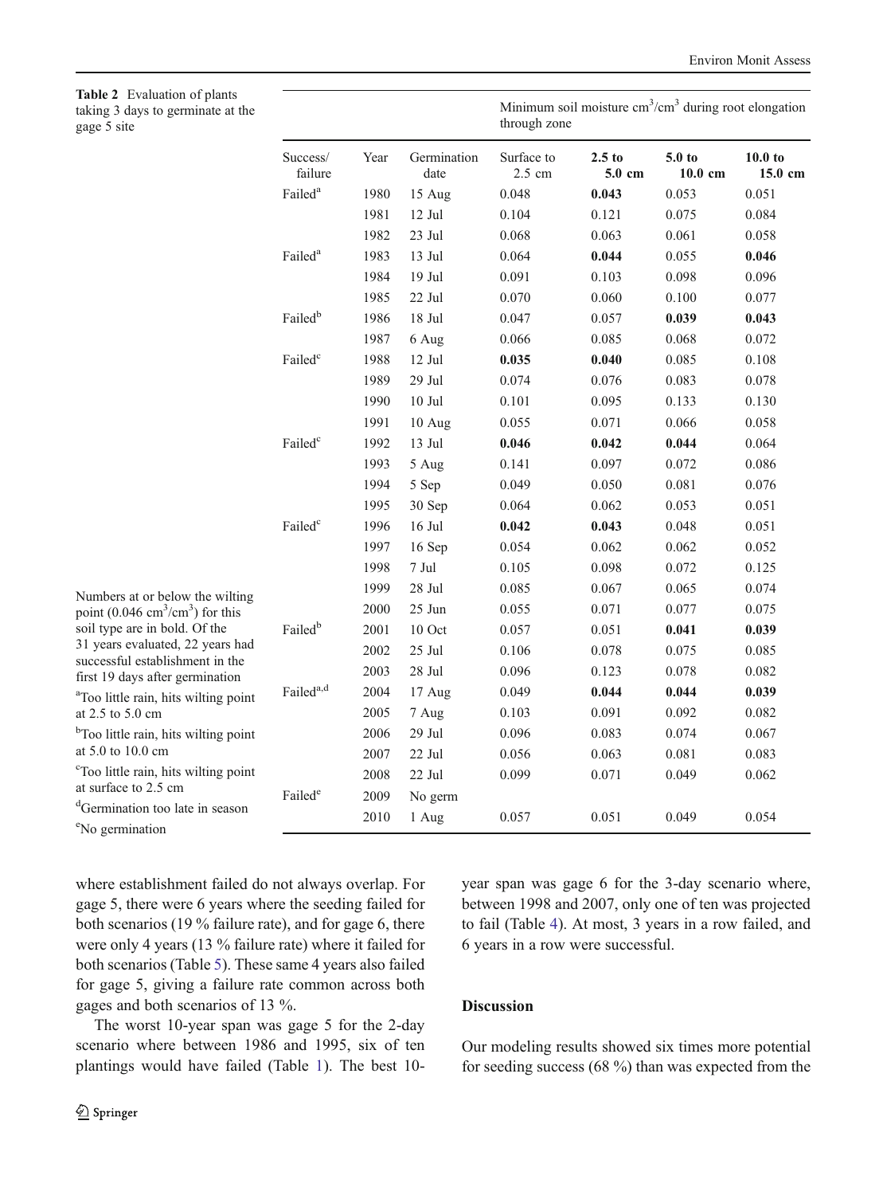**Table 2** Evaluation of plants taking 3 days to germinate at the gage 5 site

| | | | Minimum soil moisture cm$^3$/cm$^3$ during root elongation through zone | | | |
|---|---|---|---|---|---|---|
| Success/ failure | Year | Germination date | Surface to 2.5 cm | **2.5 to 5.0 cm** | **5.0 to 10.0 cm** | **10.0 to 15.0 cm** |
| Failed[a] | 1980 | 15 Aug | 0.048 | **0.043** | 0.053 | 0.051 |
| | 1981 | 12 Jul | 0.104 | 0.121 | 0.075 | 0.084 |
| | 1982 | 23 Jul | 0.068 | 0.063 | 0.061 | 0.058 |
| Failed[a] | 1983 | 13 Jul | 0.064 | **0.044** | 0.055 | **0.046** |
| | 1984 | 19 Jul | 0.091 | 0.103 | 0.098 | 0.096 |
| | 1985 | 22 Jul | 0.070 | 0.060 | 0.100 | 0.077 |
| Failed[b] | 1986 | 18 Jul | 0.047 | 0.057 | **0.039** | **0.043** |
| | 1987 | 6 Aug | 0.066 | 0.085 | 0.068 | 0.072 |
| Failed[c] | 1988 | 12 Jul | **0.035** | **0.040** | 0.085 | 0.108 |
| | 1989 | 29 Jul | 0.074 | 0.076 | 0.083 | 0.078 |
| | 1990 | 10 Jul | 0.101 | 0.095 | 0.133 | 0.130 |
| | 1991 | 10 Aug | 0.055 | 0.071 | 0.066 | 0.058 |
| Failed[c] | 1992 | 13 Jul | **0.046** | **0.042** | **0.044** | 0.064 |
| | 1993 | 5 Aug | 0.141 | 0.097 | 0.072 | 0.086 |
| | 1994 | 5 Sep | 0.049 | 0.050 | 0.081 | 0.076 |
| | 1995 | 30 Sep | 0.064 | 0.062 | 0.053 | 0.051 |
| Failed[c] | 1996 | 16 Jul | **0.042** | **0.043** | 0.048 | 0.051 |
| | 1997 | 16 Sep | 0.054 | 0.062 | 0.062 | 0.052 |
| | 1998 | 7 Jul | 0.105 | 0.098 | 0.072 | 0.125 |
| | 1999 | 28 Jul | 0.085 | 0.067 | 0.065 | 0.074 |
| | 2000 | 25 Jun | 0.055 | 0.071 | 0.077 | 0.075 |
| Failed[b] | 2001 | 10 Oct | 0.057 | 0.051 | **0.041** | **0.039** |
| | 2002 | 25 Jul | 0.106 | 0.078 | 0.075 | 0.085 |
| | 2003 | 28 Jul | 0.096 | 0.123 | 0.078 | 0.082 |
| Failed[a,d] | 2004 | 17 Aug | 0.049 | **0.044** | **0.044** | **0.039** |
| | 2005 | 7 Aug | 0.103 | 0.091 | 0.092 | 0.082 |
| | 2006 | 29 Jul | 0.096 | 0.083 | 0.074 | 0.067 |
| | 2007 | 22 Jul | 0.056 | 0.063 | 0.081 | 0.083 |
| | 2008 | 22 Jul | 0.099 | 0.071 | 0.049 | 0.062 |
| Failed[e] | 2009 | No germ | | | | |
| | 2010 | 1 Aug | 0.057 | 0.051 | 0.049 | 0.054 |

Numbers at or below the wilting point (0.046 cm$^3$/cm$^3$) for this soil type are in bold. Of the 31 years evaluated, 22 years had successful establishment in the first 19 days after germination

[a] Too little rain, hits wilting point at 2.5 to 5.0 cm

[b] Too little rain, hits wilting point at 5.0 to 10.0 cm

[c] Too little rain, hits wilting point at surface to 2.5 cm

[d] Germination too late in season

[e] No germination

where establishment failed do not always overlap. For gage 5, there were 6 years where the seeding failed for both scenarios (19 % failure rate), and for gage 6, there were only 4 years (13 % failure rate) where it failed for both scenarios (Table 5). These same 4 years also failed for gage 5, giving a failure rate common across both gages and both scenarios of 13 %.

The worst 10-year span was gage 5 for the 2-day scenario where between 1986 and 1995, six of ten plantings would have failed (Table 1). The best 10-year span was gage 6 for the 3-day scenario where, between 1998 and 2007, only one of ten was projected to fail (Table 4). At most, 3 years in a row failed, and 6 years in a row were successful.

## Discussion

Our modeling results showed six times more potential for seeding success (68 %) than was expected from the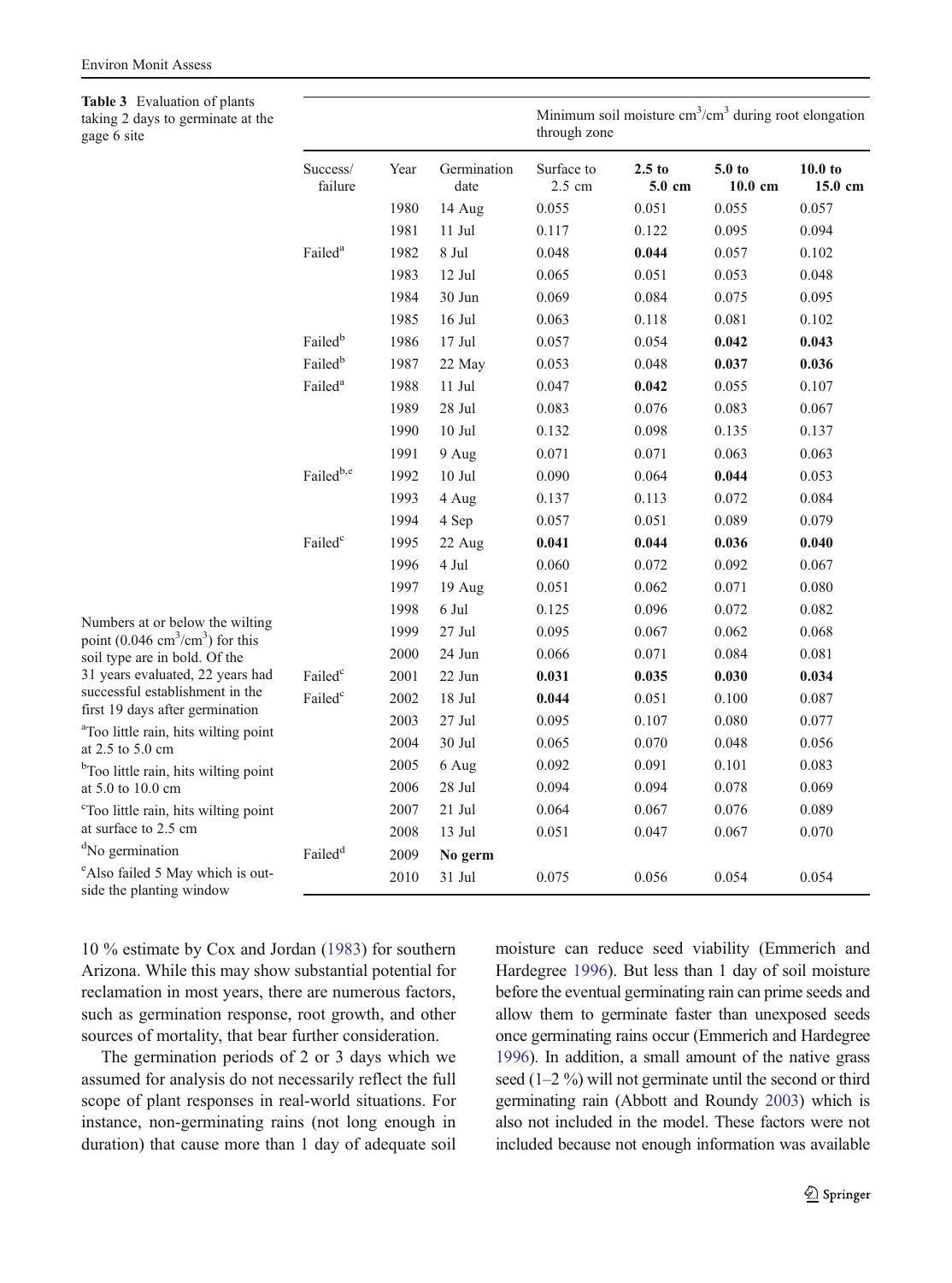**Table 3** Evaluation of plants taking 2 days to germinate at the gage 6 site

| Success/failure | Year | Germination date | Minimum soil moisture cm$^3$/cm$^3$ during root elongation through zone | | | |
|---|---|---|---|---|---|---|
| | | | Surface to 2.5 cm | 2.5 to 5.0 cm | 5.0 to 10.0 cm | 10.0 to 15.0 cm |
| | 1980 | 14 Aug | 0.055 | 0.051 | 0.055 | 0.057 |
| | 1981 | 11 Jul | 0.117 | 0.122 | 0.095 | 0.094 |
| Failed[a] | 1982 | 8 Jul | 0.048 | **0.044** | 0.057 | 0.102 |
| | 1983 | 12 Jul | 0.065 | 0.051 | 0.053 | 0.048 |
| | 1984 | 30 Jun | 0.069 | 0.084 | 0.075 | 0.095 |
| | 1985 | 16 Jul | 0.063 | 0.118 | 0.081 | 0.102 |
| Failed[b] | 1986 | 17 Jul | 0.057 | 0.054 | **0.042** | **0.043** |
| Failed[b] | 1987 | 22 May | 0.053 | 0.048 | **0.037** | **0.036** |
| Failed[a] | 1988 | 11 Jul | 0.047 | **0.042** | 0.055 | 0.107 |
| | 1989 | 28 Jul | 0.083 | 0.076 | 0.083 | 0.067 |
| | 1990 | 10 Jul | 0.132 | 0.098 | 0.135 | 0.137 |
| | 1991 | 9 Aug | 0.071 | 0.071 | 0.063 | 0.063 |
| Failed[b,e] | 1992 | 10 Jul | 0.090 | 0.064 | **0.044** | 0.053 |
| | 1993 | 4 Aug | 0.137 | 0.113 | 0.072 | 0.084 |
| | 1994 | 4 Sep | 0.057 | 0.051 | 0.089 | 0.079 |
| Failed[c] | 1995 | 22 Aug | **0.041** | **0.044** | **0.036** | **0.040** |
| | 1996 | 4 Jul | 0.060 | 0.072 | 0.092 | 0.067 |
| | 1997 | 19 Aug | 0.051 | 0.062 | 0.071 | 0.080 |
| | 1998 | 6 Jul | 0.125 | 0.096 | 0.072 | 0.082 |
| | 1999 | 27 Jul | 0.095 | 0.067 | 0.062 | 0.068 |
| | 2000 | 24 Jun | 0.066 | 0.071 | 0.084 | 0.081 |
| Failed[c] | 2001 | 22 Jun | **0.031** | **0.035** | **0.030** | **0.034** |
| Failed[c] | 2002 | 18 Jul | **0.044** | 0.051 | 0.100 | 0.087 |
| | 2003 | 27 Jul | 0.095 | 0.107 | 0.080 | 0.077 |
| | 2004 | 30 Jul | 0.065 | 0.070 | 0.048 | 0.056 |
| | 2005 | 6 Aug | 0.092 | 0.091 | 0.101 | 0.083 |
| | 2006 | 28 Jul | 0.094 | 0.094 | 0.078 | 0.069 |
| | 2007 | 21 Jul | 0.064 | 0.067 | 0.076 | 0.089 |
| | 2008 | 13 Jul | 0.051 | 0.047 | 0.067 | 0.070 |
| Failed[d] | 2009 | **No germ** | | | | |
| | 2010 | 31 Jul | 0.075 | 0.056 | 0.054 | 0.054 |

Numbers at or below the wilting point (0.046 cm$^3$/cm$^3$) for this soil type are in bold. Of the 31 years evaluated, 22 years had successful establishment in the first 19 days after germination

[a] Too little rain, hits wilting point at 2.5 to 5.0 cm

[b] Too little rain, hits wilting point at 5.0 to 10.0 cm

[c] Too little rain, hits wilting point at surface to 2.5 cm

[d] No germination

[e] Also failed 5 May which is outside the planting window

10 % estimate by Cox and Jordan (1983) for southern Arizona. While this may show substantial potential for reclamation in most years, there are numerous factors, such as germination response, root growth, and other sources of mortality, that bear further consideration.

The germination periods of 2 or 3 days which we assumed for analysis do not necessarily reflect the full scope of plant responses in real-world situations. For instance, non-germinating rains (not long enough in duration) that cause more than 1 day of adequate soil moisture can reduce seed viability (Emmerich and Hardegree 1996). But less than 1 day of soil moisture before the eventual germinating rain can prime seeds and allow them to germinate faster than unexposed seeds once germinating rains occur (Emmerich and Hardegree 1996). In addition, a small amount of the native grass seed (1–2 %) will not germinate until the second or third germinating rain (Abbott and Roundy 2003) which is also not included in the model. These factors were not included because not enough information was available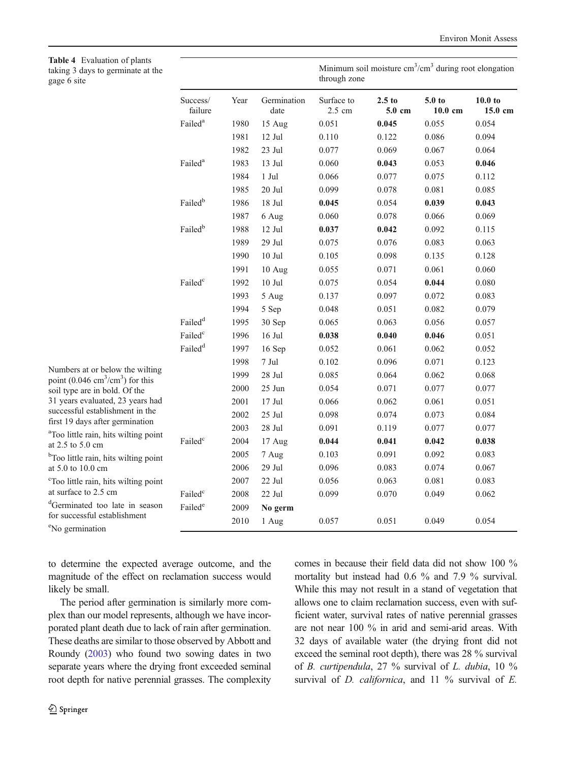**Table 4** Evaluation of plants taking 3 days to germinate at the gage 6 site

| Success/failure | Year | Germination date | Minimum soil moisture cm$^3$/cm$^3$ during root elongation through zone | | | |
|---|---|---|---|---|---|---|
| | | | Surface to 2.5 cm | **2.5 to 5.0 cm** | **5.0 to 10.0 cm** | **10.0 to 15.0 cm** |
| Failed[a] | 1980 | 15 Aug | 0.051 | **0.045** | 0.055 | 0.054 |
| | 1981 | 12 Jul | 0.110 | 0.122 | 0.086 | 0.094 |
| | 1982 | 23 Jul | 0.077 | 0.069 | 0.067 | 0.064 |
| Failed[a] | 1983 | 13 Jul | 0.060 | **0.043** | 0.053 | **0.046** |
| | 1984 | 1 Jul | 0.066 | 0.077 | 0.075 | 0.112 |
| | 1985 | 20 Jul | 0.099 | 0.078 | 0.081 | 0.085 |
| Failed[b] | 1986 | 18 Jul | **0.045** | 0.054 | **0.039** | **0.043** |
| | 1987 | 6 Aug | 0.060 | 0.078 | 0.066 | 0.069 |
| Failed[b] | 1988 | 12 Jul | **0.037** | **0.042** | 0.092 | 0.115 |
| | 1989 | 29 Jul | 0.075 | 0.076 | 0.083 | 0.063 |
| | 1990 | 10 Jul | 0.105 | 0.098 | 0.135 | 0.128 |
| | 1991 | 10 Aug | 0.055 | 0.071 | 0.061 | 0.060 |
| Failed[c] | 1992 | 10 Jul | 0.075 | 0.054 | **0.044** | 0.080 |
| | 1993 | 5 Aug | 0.137 | 0.097 | 0.072 | 0.083 |
| | 1994 | 5 Sep | 0.048 | 0.051 | 0.082 | 0.079 |
| Failed[d] | 1995 | 30 Sep | 0.065 | 0.063 | 0.056 | 0.057 |
| Failed[c] | 1996 | 16 Jul | **0.038** | **0.040** | **0.046** | 0.051 |
| Failed[d] | 1997 | 16 Sep | 0.052 | 0.061 | 0.062 | 0.052 |
| | 1998 | 7 Jul | 0.102 | 0.096 | 0.071 | 0.123 |
| | 1999 | 28 Jul | 0.085 | 0.064 | 0.062 | 0.068 |
| | 2000 | 25 Jun | 0.054 | 0.071 | 0.077 | 0.077 |
| | 2001 | 17 Jul | 0.066 | 0.062 | 0.061 | 0.051 |
| | 2002 | 25 Jul | 0.098 | 0.074 | 0.073 | 0.084 |
| | 2003 | 28 Jul | 0.091 | 0.119 | 0.077 | 0.077 |
| Failed[c] | 2004 | 17 Aug | **0.044** | **0.041** | **0.042** | **0.038** |
| | 2005 | 7 Aug | 0.103 | 0.091 | 0.092 | 0.083 |
| | 2006 | 29 Jul | 0.096 | 0.083 | 0.074 | 0.067 |
| | 2007 | 22 Jul | 0.056 | 0.063 | 0.081 | 0.083 |
| Failed[c] | 2008 | 22 Jul | 0.099 | 0.070 | 0.049 | 0.062 |
| Failed[e] | 2009 | **No germ** | | | | |
| | 2010 | 1 Aug | 0.057 | 0.051 | 0.049 | 0.054 |

Numbers at or below the wilting point (0.046 cm$^3$/cm$^3$) for this soil type are in bold. Of the 31 years evaluated, 23 years had successful establishment in the first 19 days after germination

[a] Too little rain, hits wilting point at 2.5 to 5.0 cm

[b] Too little rain, hits wilting point at 5.0 to 10.0 cm

[c] Too little rain, hits wilting point at surface to 2.5 cm

[d] Germinated too late in season for successful establishment

[e] No germination

to determine the expected average outcome, and the magnitude of the effect on reclamation success would likely be small.

The period after germination is similarly more complex than our model represents, although we have incorporated plant death due to lack of rain after germination. These deaths are similar to those observed by Abbott and Roundy (2003) who found two sowing dates in two separate years where the drying front exceeded seminal root depth for native perennial grasses. The complexity comes in because their field data did not show 100 % mortality but instead had 0.6 % and 7.9 % survival. While this may not result in a stand of vegetation that allows one to claim reclamation success, even with sufficient water, survival rates of native perennial grasses are not near 100 % in arid and semi-arid areas. With 32 days of available water (the drying front did not exceed the seminal root depth), there was 28 % survival of *B. curtipendula*, 27 % survival of *L. dubia*, 10 % survival of *D. californica*, and 11 % survival of *E.*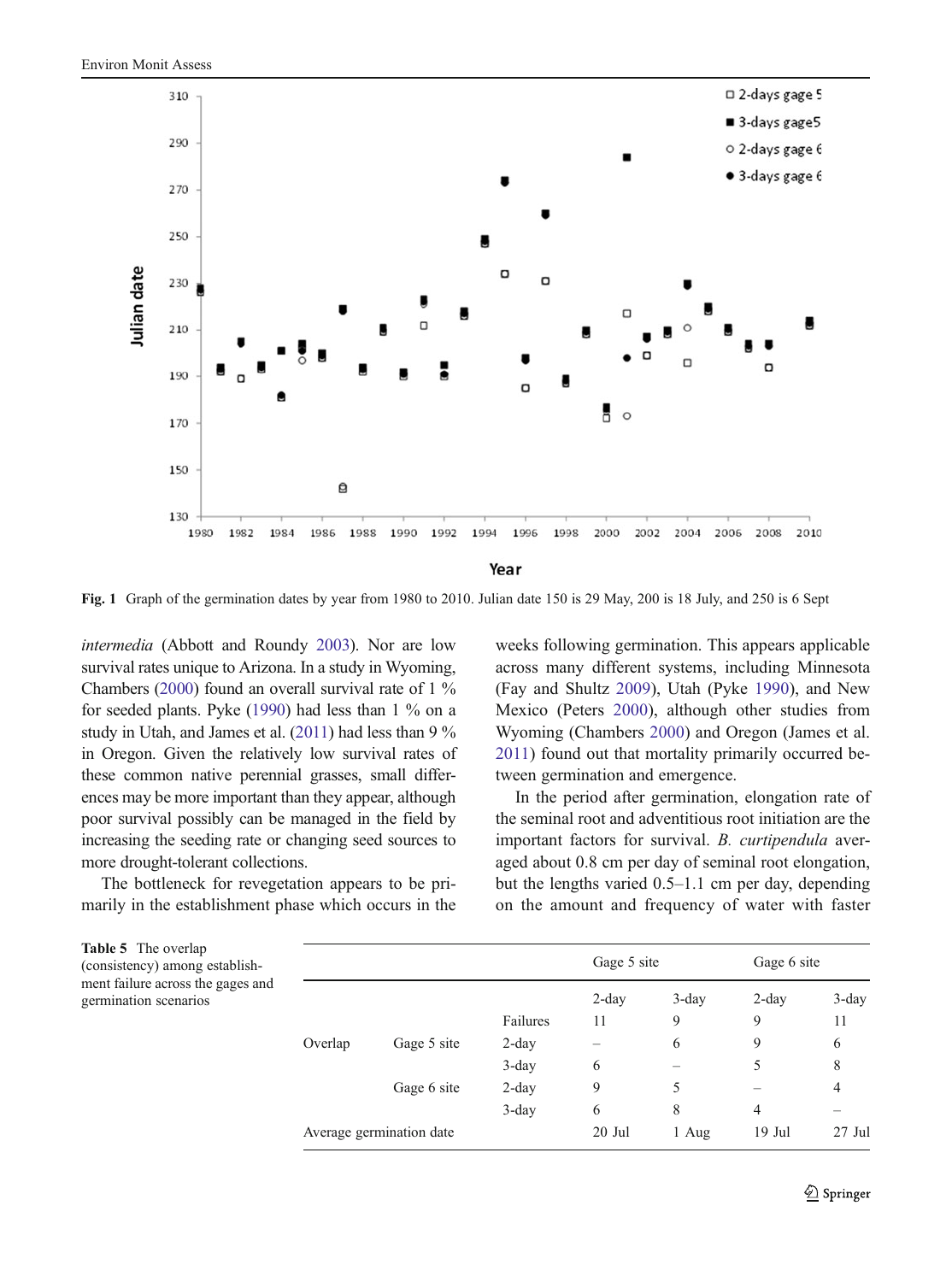**Fig. 1** Graph of the germination dates by year from 1980 to 2010. Julian date 150 is 29 May, 200 is 18 July, and 250 is 6 Sept

*intermedia* (Abbott and Roundy 2003). Nor are low survival rates unique to Arizona. In a study in Wyoming, Chambers (2000) found an overall survival rate of 1 % for seeded plants. Pyke (1990) had less than 1 % on a study in Utah, and James et al. (2011) had less than 9 % in Oregon. Given the relatively low survival rates of these common native perennial grasses, small differences may be more important than they appear, although poor survival possibly can be managed in the field by increasing the seeding rate or changing seed sources to more drought-tolerant collections.

The bottleneck for revegetation appears to be primarily in the establishment phase which occurs in the weeks following germination. This appears applicable across many different systems, including Minnesota (Fay and Shultz 2009), Utah (Pyke 1990), and New Mexico (Peters 2000), although other studies from Wyoming (Chambers 2000) and Oregon (James et al. 2011) found out that mortality primarily occurred between germination and emergence.

In the period after germination, elongation rate of the seminal root and adventitious root initiation are the important factors for survival. *B. curtipendula* averaged about 0.8 cm per day of seminal root elongation, but the lengths varied 0.5–1.1 cm per day, depending on the amount and frequency of water with faster

**Table 5** The overlap (consistency) among establishment failure across the gages and germination scenarios

| | | | Gage 5 site | | Gage 6 site | |
|---|---|---|---|---|---|---|
| | | | 2-day | 3-day | 2-day | 3-day |
| | | Failures | 11 | 9 | 9 | 11 |
| Overlap | Gage 5 site | 2-day | – | 6 | 9 | 6 |
| | | 3-day | 6 | – | 5 | 8 |
| | Gage 6 site | 2-day | 9 | 5 | – | 4 |
| | | 3-day | 6 | 8 | 4 | – |
| Average germination date | | | 20 Jul | 1 Aug | 19 Jul | 27 Jul |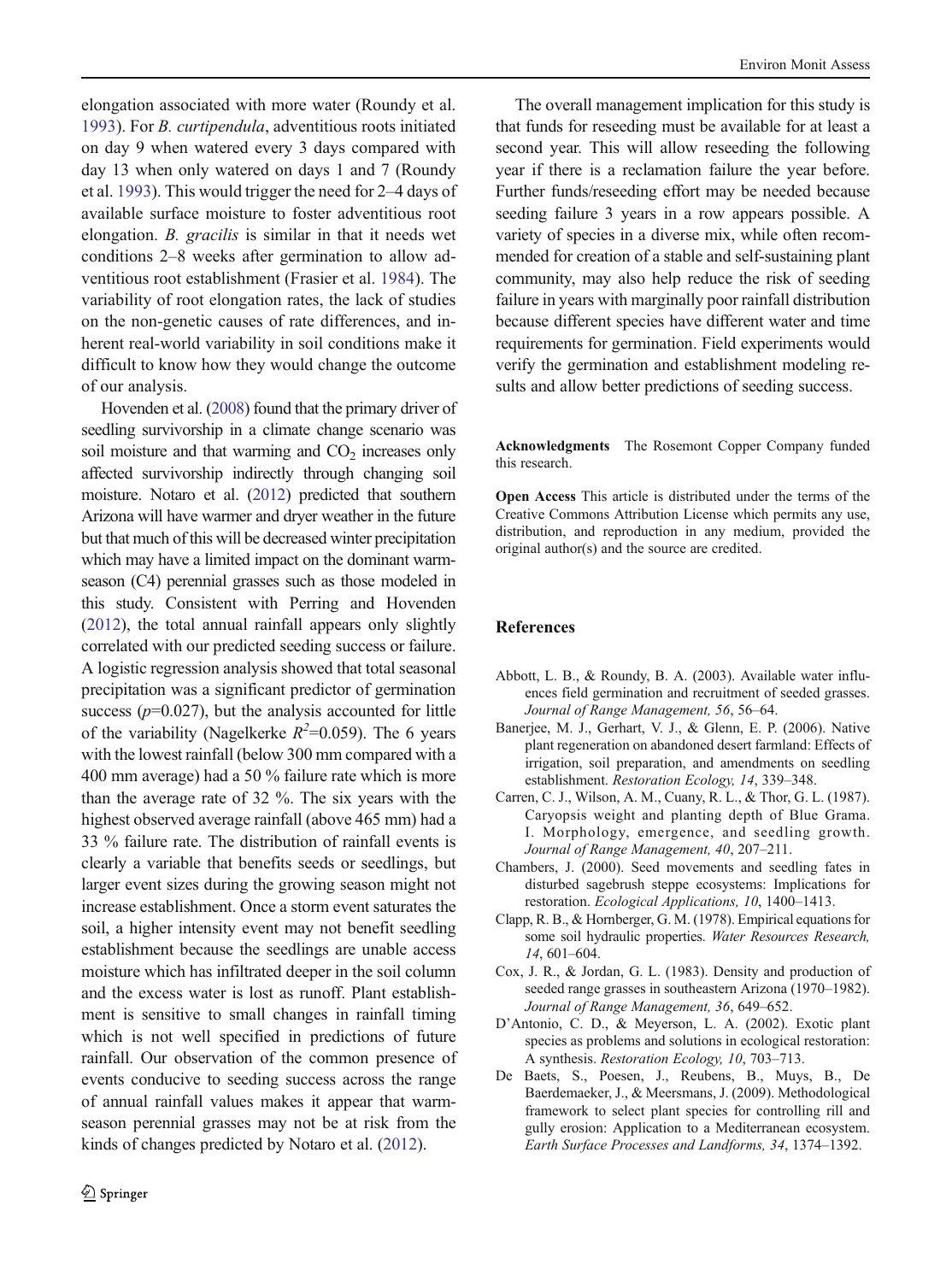elongation associated with more water (Roundy et al. 1993). For *B. curtipendula*, adventitious roots initiated on day 9 when watered every 3 days compared with day 13 when only watered on days 1 and 7 (Roundy et al. 1993). This would trigger the need for 2–4 days of available surface moisture to foster adventitious root elongation. *B. gracilis* is similar in that it needs wet conditions 2–8 weeks after germination to allow adventitious root establishment (Frasier et al. 1984). The variability of root elongation rates, the lack of studies on the non-genetic causes of rate differences, and inherent real-world variability in soil conditions make it difficult to know how they would change the outcome of our analysis.

Hovenden et al. (2008) found that the primary driver of seedling survivorship in a climate change scenario was soil moisture and that warming and $CO_2$ increases only affected survivorship indirectly through changing soil moisture. Notaro et al. (2012) predicted that southern Arizona will have warmer and dryer weather in the future but that much of this will be decreased winter precipitation which may have a limited impact on the dominant warm-season (C4) perennial grasses such as those modeled in this study. Consistent with Perring and Hovenden (2012), the total annual rainfall appears only slightly correlated with our predicted seeding success or failure. A logistic regression analysis showed that total seasonal precipitation was a significant predictor of germination success ($p$=0.027), but the analysis accounted for little of the variability (Nagelkerke $R^2$=0.059). The 6 years with the lowest rainfall (below 300 mm compared with a 400 mm average) had a 50 % failure rate which is more than the average rate of 32 %. The six years with the highest observed average rainfall (above 465 mm) had a 33 % failure rate. The distribution of rainfall events is clearly a variable that benefits seeds or seedlings, but larger event sizes during the growing season might not increase establishment. Once a storm event saturates the soil, a higher intensity event may not benefit seedling establishment because the seedlings are unable access moisture which has infiltrated deeper in the soil column and the excess water is lost as runoff. Plant establishment is sensitive to small changes in rainfall timing which is not well specified in predictions of future rainfall. Our observation of the common presence of events conducive to seeding success across the range of annual rainfall values makes it appear that warm-season perennial grasses may not be at risk from the kinds of changes predicted by Notaro et al. (2012).

The overall management implication for this study is that funds for reseeding must be available for at least a second year. This will allow reseeding the following year if there is a reclamation failure the year before. Further funds/reseeding effort may be needed because seeding failure 3 years in a row appears possible. A variety of species in a diverse mix, while often recommended for creation of a stable and self-sustaining plant community, may also help reduce the risk of seeding failure in years with marginally poor rainfall distribution because different species have different water and time requirements for germination. Field experiments would verify the germination and establishment modeling results and allow better predictions of seeding success.

**Acknowledgments** The Rosemont Copper Company funded this research.

**Open Access** This article is distributed under the terms of the Creative Commons Attribution License which permits any use, distribution, and reproduction in any medium, provided the original author(s) and the source are credited.

## References

Abbott, L. B., & Roundy, B. A. (2003). Available water influences field germination and recruitment of seeded grasses. *Journal of Range Management, 56*, 56–64.

Banerjee, M. J., Gerhart, V. J., & Glenn, E. P. (2006). Native plant regeneration on abandoned desert farmland: Effects of irrigation, soil preparation, and amendments on seedling establishment. *Restoration Ecology, 14*, 339–348.

Carren, C. J., Wilson, A. M., Cuany, R. L., & Thor, G. L. (1987). Caryopsis weight and planting depth of Blue Grama. I. Morphology, emergence, and seedling growth. *Journal of Range Management, 40*, 207–211.

Chambers, J. (2000). Seed movements and seedling fates in disturbed sagebrush steppe ecosystems: Implications for restoration. *Ecological Applications, 10*, 1400–1413.

Clapp, R. B., & Hornberger, G. M. (1978). Empirical equations for some soil hydraulic properties. *Water Resources Research, 14*, 601–604.

Cox, J. R., & Jordan, G. L. (1983). Density and production of seeded range grasses in southeastern Arizona (1970–1982). *Journal of Range Management, 36*, 649–652.

D'Antonio, C. D., & Meyerson, L. A. (2002). Exotic plant species as problems and solutions in ecological restoration: A synthesis. *Restoration Ecology, 10*, 703–713.

De Baets, S., Poesen, J., Reubens, B., Muys, B., De Baerdemaeker, J., & Meersmans, J. (2009). Methodological framework to select plant species for controlling rill and gully erosion: Application to a Mediterranean ecosystem. *Earth Surface Processes and Landforms, 34*, 1374–1392.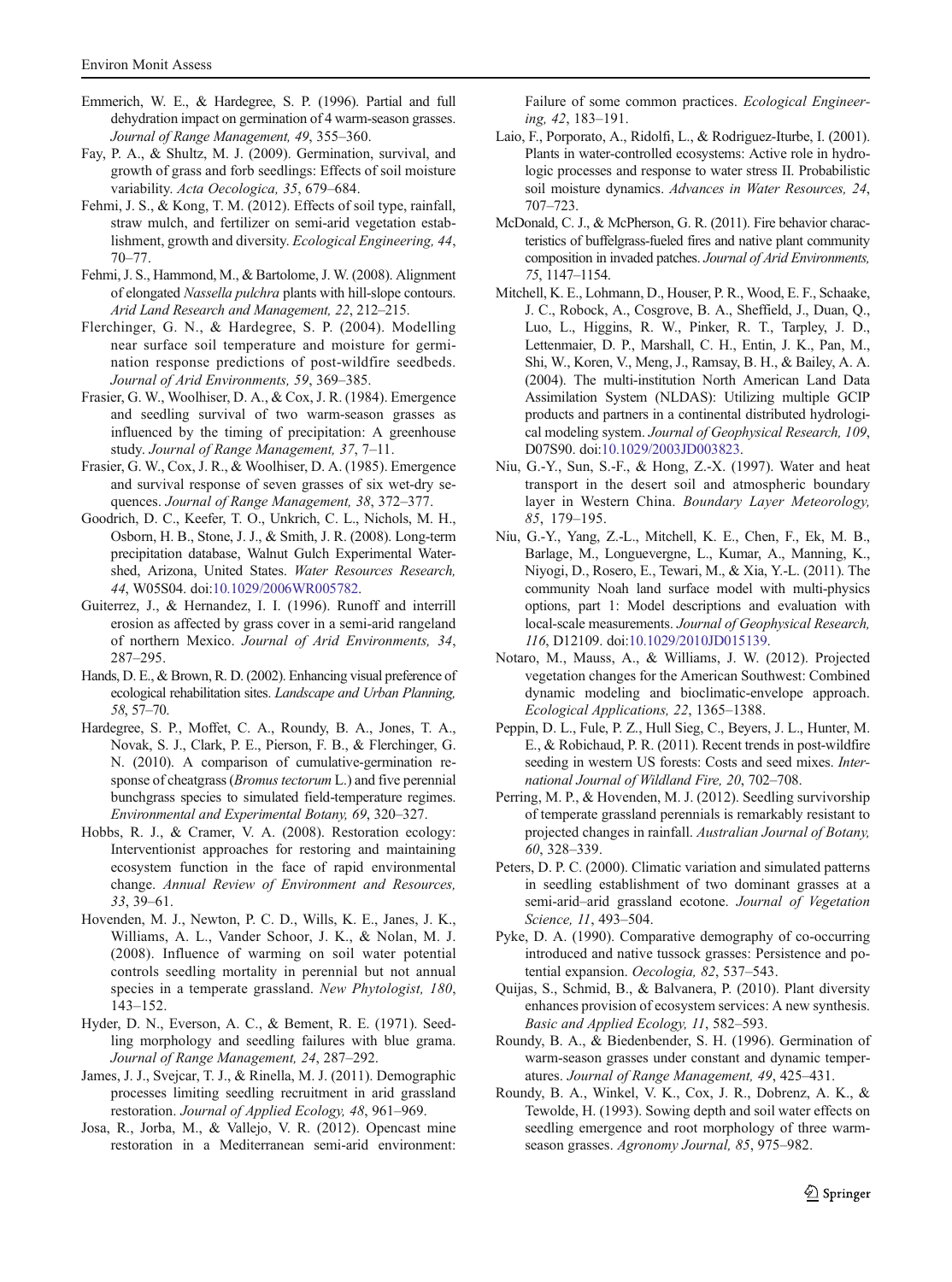Emmerich, W. E., & Hardegree, S. P. (1996). Partial and full dehydration impact on germination of 4 warm-season grasses. *Journal of Range Management, 49*, 355–360.

Fay, P. A., & Shultz, M. J. (2009). Germination, survival, and growth of grass and forb seedlings: Effects of soil moisture variability. *Acta Oecologica, 35*, 679–684.

Fehmi, J. S., & Kong, T. M. (2012). Effects of soil type, rainfall, straw mulch, and fertilizer on semi-arid vegetation establishment, growth and diversity. *Ecological Engineering, 44*, 70–77.

Fehmi, J. S., Hammond, M., & Bartolome, J. W. (2008). Alignment of elongated *Nassella pulchra* plants with hill-slope contours. *Arid Land Research and Management, 22*, 212–215.

Flerchinger, G. N., & Hardegree, S. P. (2004). Modelling near surface soil temperature and moisture for germination response predictions of post-wildfire seedbeds. *Journal of Arid Environments, 59*, 369–385.

Frasier, G. W., Woolhiser, D. A., & Cox, J. R. (1984). Emergence and seedling survival of two warm-season grasses as influenced by the timing of precipitation: A greenhouse study. *Journal of Range Management, 37*, 7–11.

Frasier, G. W., Cox, J. R., & Woolhiser, D. A. (1985). Emergence and survival response of seven grasses of six wet-dry sequences. *Journal of Range Management, 38*, 372–377.

Goodrich, D. C., Keefer, T. O., Unkrich, C. L., Nichols, M. H., Osborn, H. B., Stone, J. J., & Smith, J. R. (2008). Long-term precipitation database, Walnut Gulch Experimental Watershed, Arizona, United States. *Water Resources Research, 44*, W05S04. doi:10.1029/2006WR005782.

Guiterrez, J., & Hernandez, I. I. (1996). Runoff and interrill erosion as affected by grass cover in a semi-arid rangeland of northern Mexico. *Journal of Arid Environments, 34*, 287–295.

Hands, D. E., & Brown, R. D. (2002). Enhancing visual preference of ecological rehabilitation sites. *Landscape and Urban Planning, 58*, 57–70.

Hardegree, S. P., Moffet, C. A., Roundy, B. A., Jones, T. A., Novak, S. J., Clark, P. E., Pierson, F. B., & Flerchinger, G. N. (2010). A comparison of cumulative-germination response of cheatgrass (*Bromus tectorum* L.) and five perennial bunchgrass species to simulated field-temperature regimes. *Environmental and Experimental Botany, 69*, 320–327.

Hobbs, R. J., & Cramer, V. A. (2008). Restoration ecology: Interventionist approaches for restoring and maintaining ecosystem function in the face of rapid environmental change. *Annual Review of Environment and Resources, 33*, 39–61.

Hovenden, M. J., Newton, P. C. D., Wills, K. E., Janes, J. K., Williams, A. L., Vander Schoor, J. K., & Nolan, M. J. (2008). Influence of warming on soil water potential controls seedling mortality in perennial but not annual species in a temperate grassland. *New Phytologist, 180*, 143–152.

Hyder, D. N., Everson, A. C., & Bement, R. E. (1971). Seedling morphology and seedling failures with blue grama. *Journal of Range Management, 24*, 287–292.

James, J. J., Svejcar, T. J., & Rinella, M. J. (2011). Demographic processes limiting seedling recruitment in arid grassland restoration. *Journal of Applied Ecology, 48*, 961–969.

Josa, R., Jorba, M., & Vallejo, V. R. (2012). Opencast mine restoration in a Mediterranean semi-arid environment: Failure of some common practices. *Ecological Engineering, 42*, 183–191.

Laio, F., Porporato, A., Ridolfi, L., & Rodriguez-Iturbe, I. (2001). Plants in water-controlled ecosystems: Active role in hydrologic processes and response to water stress II. Probabilistic soil moisture dynamics. *Advances in Water Resources, 24*, 707–723.

McDonald, C. J., & McPherson, G. R. (2011). Fire behavior characteristics of buffelgrass-fueled fires and native plant community composition in invaded patches. *Journal of Arid Environments, 75*, 1147–1154.

Mitchell, K. E., Lohmann, D., Houser, P. R., Wood, E. F., Schaake, J. C., Robock, A., Cosgrove, B. A., Sheffield, J., Duan, Q., Luo, L., Higgins, R. W., Pinker, R. T., Tarpley, J. D., Lettenmaier, D. P., Marshall, C. H., Entin, J. K., Pan, M., Shi, W., Koren, V., Meng, J., Ramsay, B. H., & Bailey, A. A. (2004). The multi-institution North American Land Data Assimilation System (NLDAS): Utilizing multiple GCIP products and partners in a continental distributed hydrological modeling system. *Journal of Geophysical Research, 109*, D07S90. doi:10.1029/2003JD003823.

Niu, G.-Y., Sun, S.-F., & Hong, Z.-X. (1997). Water and heat transport in the desert soil and atmospheric boundary layer in Western China. *Boundary Layer Meteorology, 85*, 179–195.

Niu, G.-Y., Yang, Z.-L., Mitchell, K. E., Chen, F., Ek, M. B., Barlage, M., Longuevergne, L., Kumar, A., Manning, K., Niyogi, D., Rosero, E., Tewari, M., & Xia, Y.-L. (2011). The community Noah land surface model with multi-physics options, part 1: Model descriptions and evaluation with local-scale measurements. *Journal of Geophysical Research, 116*, D12109. doi:10.1029/2010JD015139.

Notaro, M., Mauss, A., & Williams, J. W. (2012). Projected vegetation changes for the American Southwest: Combined dynamic modeling and bioclimatic-envelope approach. *Ecological Applications, 22*, 1365–1388.

Peppin, D. L., Fule, P. Z., Hull Sieg, C., Beyers, J. L., Hunter, M. E., & Robichaud, P. R. (2011). Recent trends in post-wildfire seeding in western US forests: Costs and seed mixes. *International Journal of Wildland Fire, 20*, 702–708.

Perring, M. P., & Hovenden, M. J. (2012). Seedling survivorship of temperate grassland perennials is remarkably resistant to projected changes in rainfall. *Australian Journal of Botany, 60*, 328–339.

Peters, D. P. C. (2000). Climatic variation and simulated patterns in seedling establishment of two dominant grasses at a semi-arid–arid grassland ecotone. *Journal of Vegetation Science, 11*, 493–504.

Pyke, D. A. (1990). Comparative demography of co-occurring introduced and native tussock grasses: Persistence and potential expansion. *Oecologia, 82*, 537–543.

Quijas, S., Schmid, B., & Balvanera, P. (2010). Plant diversity enhances provision of ecosystem services: A new synthesis. *Basic and Applied Ecology, 11*, 582–593.

Roundy, B. A., & Biedenbender, S. H. (1996). Germination of warm-season grasses under constant and dynamic temperatures. *Journal of Range Management, 49*, 425–431.

Roundy, B. A., Winkel, V. K., Cox, J. R., Dobrenz, A. K., & Tewolde, H. (1993). Sowing depth and soil water effects on seedling emergence and root morphology of three warm-season grasses. *Agronomy Journal, 85*, 975–982.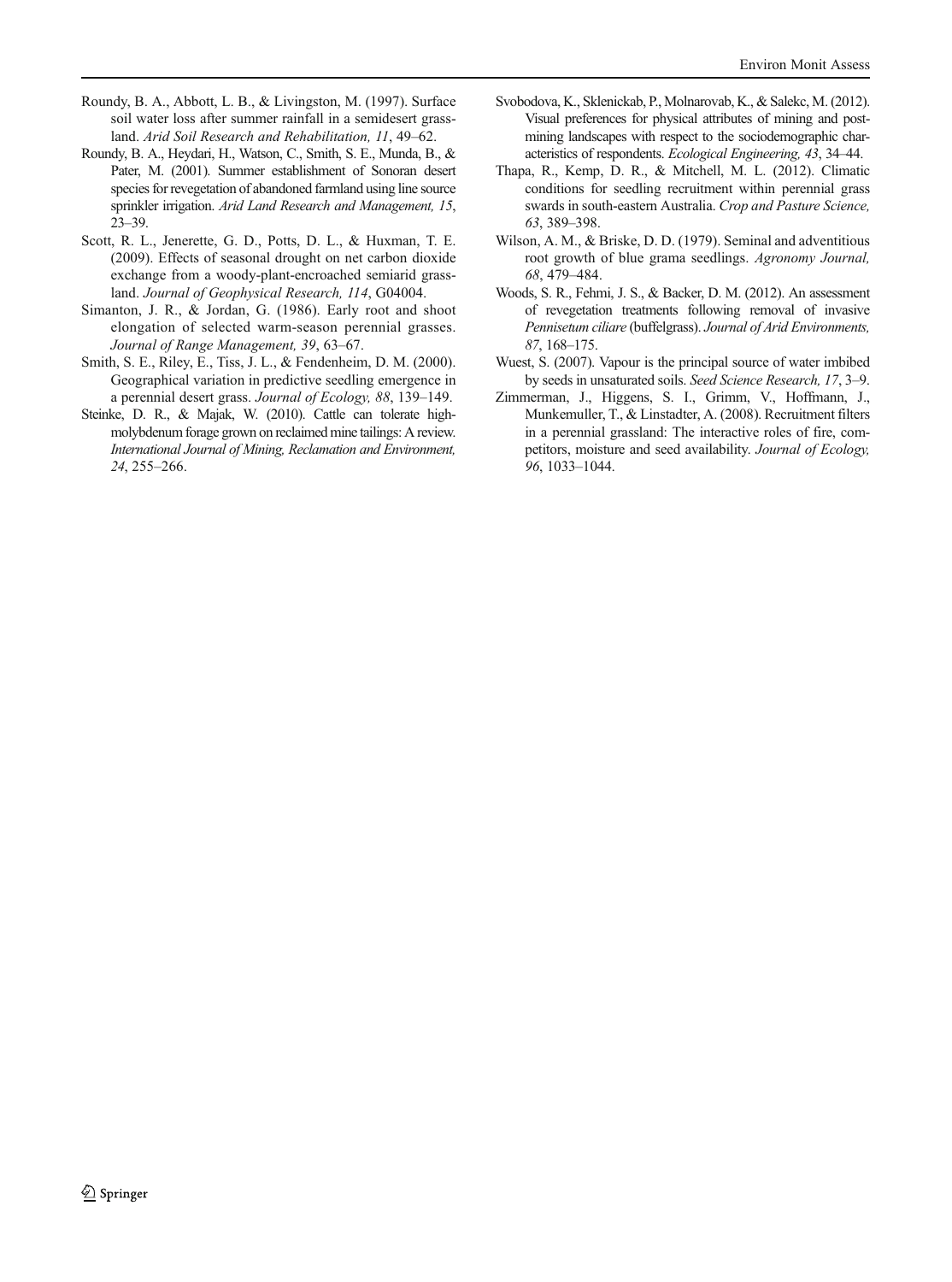Roundy, B. A., Abbott, L. B., & Livingston, M. (1997). Surface soil water loss after summer rainfall in a semidesert grassland. *Arid Soil Research and Rehabilitation, 11*, 49–62.

Roundy, B. A., Heydari, H., Watson, C., Smith, S. E., Munda, B., & Pater, M. (2001). Summer establishment of Sonoran desert species for revegetation of abandoned farmland using line source sprinkler irrigation. *Arid Land Research and Management, 15*, 23–39.

Scott, R. L., Jenerette, G. D., Potts, D. L., & Huxman, T. E. (2009). Effects of seasonal drought on net carbon dioxide exchange from a woody-plant-encroached semiarid grassland. *Journal of Geophysical Research, 114*, G04004.

Simanton, J. R., & Jordan, G. (1986). Early root and shoot elongation of selected warm-season perennial grasses. *Journal of Range Management, 39*, 63–67.

Smith, S. E., Riley, E., Tiss, J. L., & Fendenheim, D. M. (2000). Geographical variation in predictive seedling emergence in a perennial desert grass. *Journal of Ecology, 88*, 139–149.

Steinke, D. R., & Majak, W. (2010). Cattle can tolerate high-molybdenum forage grown on reclaimed mine tailings: A review. *International Journal of Mining, Reclamation and Environment, 24*, 255–266.

Svobodova, K., Sklenickab, P., Molnarovab, K., & Salekc, M. (2012). Visual preferences for physical attributes of mining and post-mining landscapes with respect to the sociodemographic characteristics of respondents. *Ecological Engineering, 43*, 34–44.

Thapa, R., Kemp, D. R., & Mitchell, M. L. (2012). Climatic conditions for seedling recruitment within perennial grass swards in south-eastern Australia. *Crop and Pasture Science, 63*, 389–398.

Wilson, A. M., & Briske, D. D. (1979). Seminal and adventitious root growth of blue grama seedlings. *Agronomy Journal, 68*, 479–484.

Woods, S. R., Fehmi, J. S., & Backer, D. M. (2012). An assessment of revegetation treatments following removal of invasive *Pennisetum ciliare* (buffelgrass). *Journal of Arid Environments, 87*, 168–175.

Wuest, S. (2007). Vapour is the principal source of water imbibed by seeds in unsaturated soils. *Seed Science Research, 17*, 3–9.

Zimmerman, J., Higgens, S. I., Grimm, V., Hoffmann, J., Munkemuller, T., & Linstadter, A. (2008). Recruitment filters in a perennial grassland: The interactive roles of fire, competitors, moisture and seed availability. *Journal of Ecology, 96*, 1033–1044.